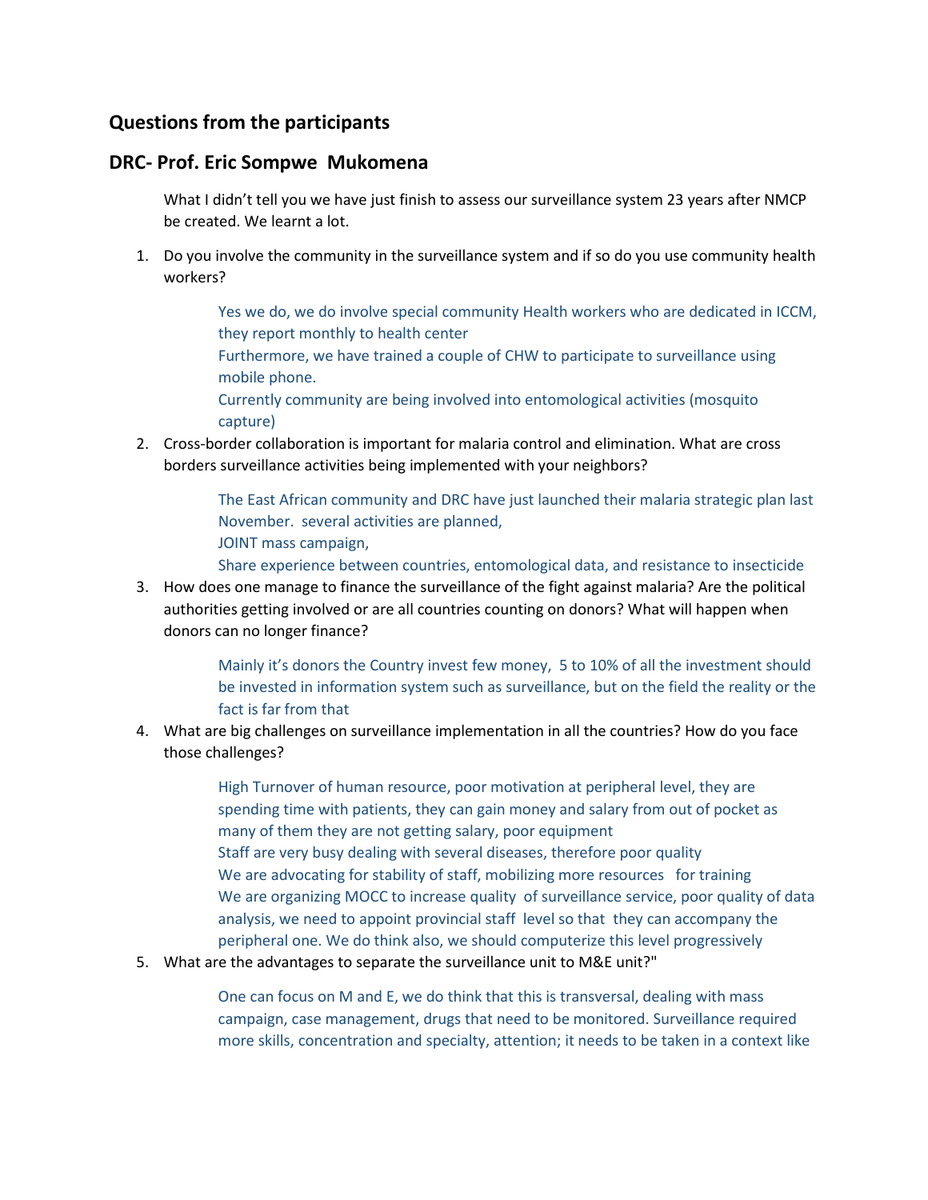## Questions from the participants

## DRC- Prof. Eric Sompwe Mukomena

What I didn't tell you we have just finish to assess our surveillance system 23 years after NMCP be created. We learnt a lot.

1. Do you involve the community in the surveillance system and if so do you use community health workers?

    Yes we do, we do involve special community Health workers who are dedicated in ICCM, they report monthly to health center
    Furthermore, we have trained a couple of CHW to participate to surveillance using mobile phone.
    Currently community are being involved into entomological activities (mosquito capture)

2. Cross-border collaboration is important for malaria control and elimination. What are cross borders surveillance activities being implemented with your neighbors?

    The East African community and DRC have just launched their malaria strategic plan last November. several activities are planned,
    JOINT mass campaign,
    Share experience between countries, entomological data, and resistance to insecticide

3. How does one manage to finance the surveillance of the fight against malaria? Are the political authorities getting involved or are all countries counting on donors? What will happen when donors can no longer finance?

    Mainly it's donors the Country invest few money, 5 to 10% of all the investment should be invested in information system such as surveillance, but on the field the reality or the fact is far from that

4. What are big challenges on surveillance implementation in all the countries? How do you face those challenges?

    High Turnover of human resource, poor motivation at peripheral level, they are spending time with patients, they can gain money and salary from out of pocket as many of them they are not getting salary, poor equipment
    Staff are very busy dealing with several diseases, therefore poor quality
    We are advocating for stability of staff, mobilizing more resources for training
    We are organizing MOCC to increase quality of surveillance service, poor quality of data analysis, we need to appoint provincial staff level so that they can accompany the peripheral one. We do think also, we should computerize this level progressively

5. What are the advantages to separate the surveillance unit to M&E unit?"

    One can focus on M and E, we do think that this is transversal, dealing with mass campaign, case management, drugs that need to be monitored. Surveillance required more skills, concentration and specialty, attention; it needs to be taken in a context like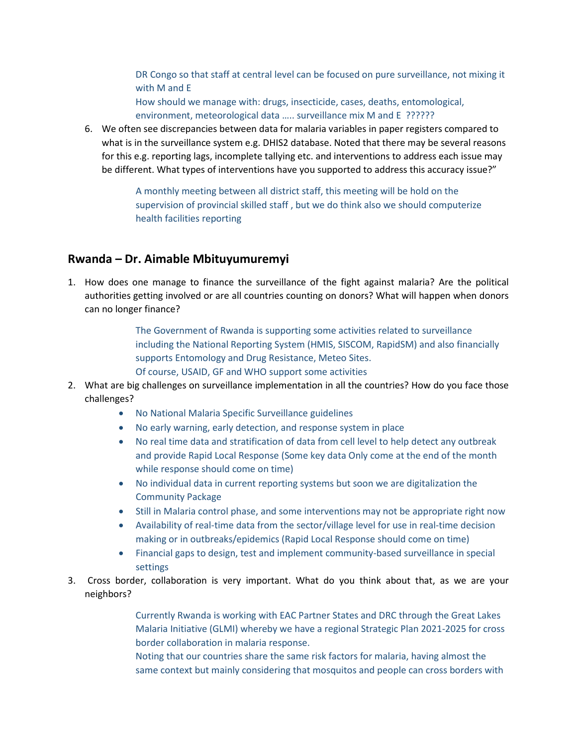DR Congo so that staff at central level can be focused on pure surveillance, not mixing it with M and E

How should we manage with: drugs, insecticide, cases, deaths, entomological, environment, meteorological data ….. surveillance mix M and E ??????

6. We often see discrepancies between data for malaria variables in paper registers compared to what is in the surveillance system e.g. DHIS2 database. Noted that there may be several reasons for this e.g. reporting lags, incomplete tallying etc. and interventions to address each issue may be different. What types of interventions have you supported to address this accuracy issue?"

   A monthly meeting between all district staff, this meeting will be hold on the supervision of provincial skilled staff , but we do think also we should computerize health facilities reporting

## Rwanda – Dr. Aimable Mbituyumuremyi

1. How does one manage to finance the surveillance of the fight against malaria? Are the political authorities getting involved or are all countries counting on donors? What will happen when donors can no longer finance?

   The Government of Rwanda is supporting some activities related to surveillance including the National Reporting System (HMIS, SISCOM, RapidSM) and also financially supports Entomology and Drug Resistance, Meteo Sites.

   Of course, USAID, GF and WHO support some activities

2. What are big challenges on surveillance implementation in all the countries? How do you face those challenges?
   - No National Malaria Specific Surveillance guidelines
   - No early warning, early detection, and response system in place
   - No real time data and stratification of data from cell level to help detect any outbreak and provide Rapid Local Response (Some key data Only come at the end of the month while response should come on time)
   - No individual data in current reporting systems but soon we are digitalization the Community Package
   - Still in Malaria control phase, and some interventions may not be appropriate right now
   - Availability of real-time data from the sector/village level for use in real-time decision making or in outbreaks/epidemics (Rapid Local Response should come on time)
   - Financial gaps to design, test and implement community-based surveillance in special settings

3. Cross border, collaboration is very important. What do you think about that, as we are your neighbors?

   Currently Rwanda is working with EAC Partner States and DRC through the Great Lakes Malaria Initiative (GLMI) whereby we have a regional Strategic Plan 2021-2025 for cross border collaboration in malaria response.

   Noting that our countries share the same risk factors for malaria, having almost the same context but mainly considering that mosquitos and people can cross borders with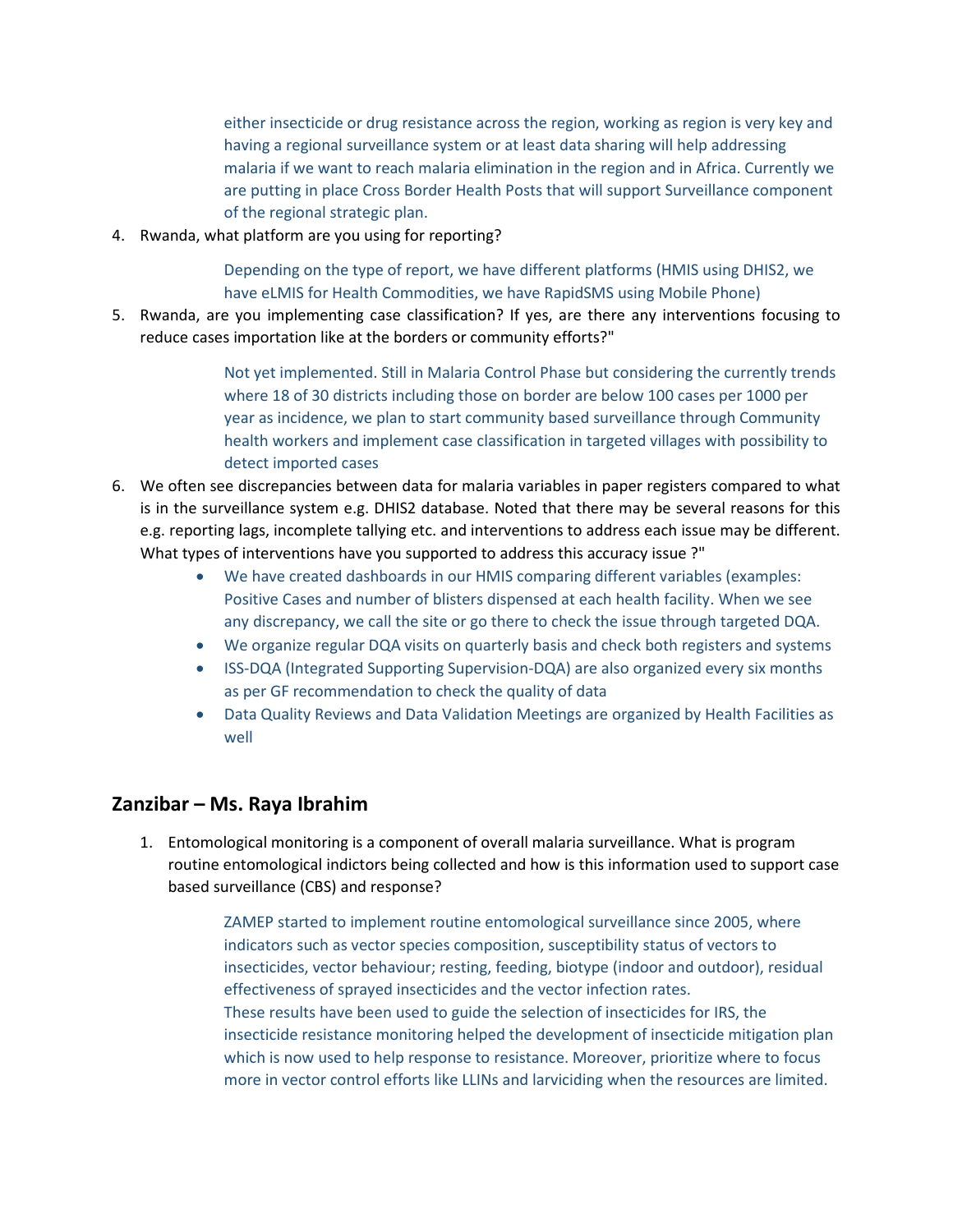either insecticide or drug resistance across the region, working as region is very key and having a regional surveillance system or at least data sharing will help addressing malaria if we want to reach malaria elimination in the region and in Africa. Currently we are putting in place Cross Border Health Posts that will support Surveillance component of the regional strategic plan.

4. Rwanda, what platform are you using for reporting?

   Depending on the type of report, we have different platforms (HMIS using DHIS2, we have eLMIS for Health Commodities, we have RapidSMS using Mobile Phone)

5. Rwanda, are you implementing case classification? If yes, are there any interventions focusing to reduce cases importation like at the borders or community efforts?"

   Not yet implemented. Still in Malaria Control Phase but considering the currently trends where 18 of 30 districts including those on border are below 100 cases per 1000 per year as incidence, we plan to start community based surveillance through Community health workers and implement case classification in targeted villages with possibility to detect imported cases

6. We often see discrepancies between data for malaria variables in paper registers compared to what is in the surveillance system e.g. DHIS2 database. Noted that there may be several reasons for this e.g. reporting lags, incomplete tallying etc. and interventions to address each issue may be different. What types of interventions have you supported to address this accuracy issue ?"

   - We have created dashboards in our HMIS comparing different variables (examples: Positive Cases and number of blisters dispensed at each health facility. When we see any discrepancy, we call the site or go there to check the issue through targeted DQA.
   - We organize regular DQA visits on quarterly basis and check both registers and systems
   - ISS-DQA (Integrated Supporting Supervision-DQA) are also organized every six months as per GF recommendation to check the quality of data
   - Data Quality Reviews and Data Validation Meetings are organized by Health Facilities as well

## Zanzibar – Ms. Raya Ibrahim

1. Entomological monitoring is a component of overall malaria surveillance. What is program routine entomological indictors being collected and how is this information used to support case based surveillance (CBS) and response?

   ZAMEP started to implement routine entomological surveillance since 2005, where indicators such as vector species composition, susceptibility status of vectors to insecticides, vector behaviour; resting, feeding, biotype (indoor and outdoor), residual effectiveness of sprayed insecticides and the vector infection rates.
   These results have been used to guide the selection of insecticides for IRS, the insecticide resistance monitoring helped the development of insecticide mitigation plan which is now used to help response to resistance. Moreover, prioritize where to focus more in vector control efforts like LLINs and larviciding when the resources are limited.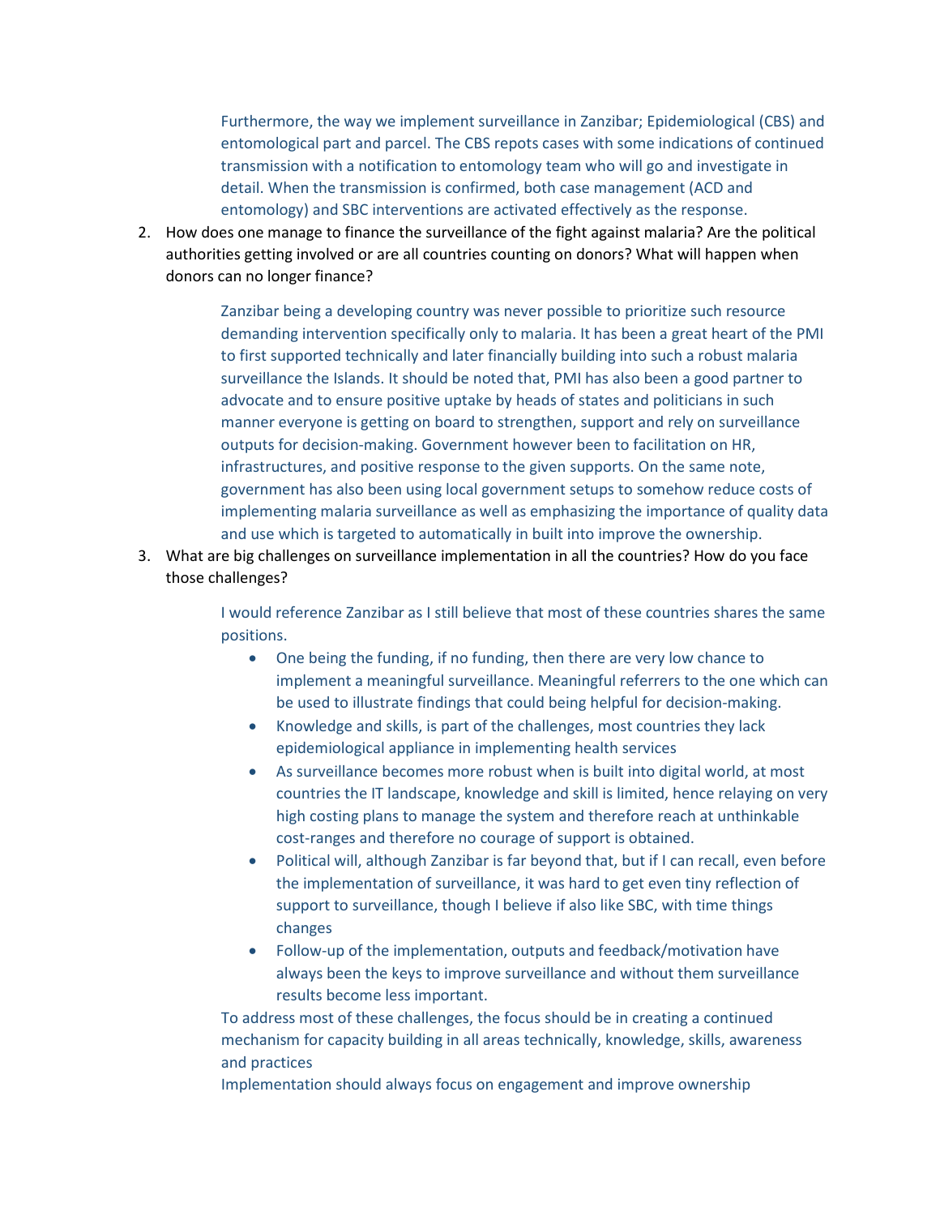Furthermore, the way we implement surveillance in Zanzibar; Epidemiological (CBS) and entomological part and parcel. The CBS repots cases with some indications of continued transmission with a notification to entomology team who will go and investigate in detail. When the transmission is confirmed, both case management (ACD and entomology) and SBC interventions are activated effectively as the response.

2. How does one manage to finance the surveillance of the fight against malaria? Are the political authorities getting involved or are all countries counting on donors? What will happen when donors can no longer finance?

   Zanzibar being a developing country was never possible to prioritize such resource demanding intervention specifically only to malaria. It has been a great heart of the PMI to first supported technically and later financially building into such a robust malaria surveillance the Islands. It should be noted that, PMI has also been a good partner to advocate and to ensure positive uptake by heads of states and politicians in such manner everyone is getting on board to strengthen, support and rely on surveillance outputs for decision-making. Government however been to facilitation on HR, infrastructures, and positive response to the given supports. On the same note, government has also been using local government setups to somehow reduce costs of implementing malaria surveillance as well as emphasizing the importance of quality data and use which is targeted to automatically in built into improve the ownership.

3. What are big challenges on surveillance implementation in all the countries? How do you face those challenges?

   I would reference Zanzibar as I still believe that most of these countries shares the same positions.

   - One being the funding, if no funding, then there are very low chance to implement a meaningful surveillance. Meaningful referrers to the one which can be used to illustrate findings that could being helpful for decision-making.
   - Knowledge and skills, is part of the challenges, most countries they lack epidemiological appliance in implementing health services
   - As surveillance becomes more robust when is built into digital world, at most countries the IT landscape, knowledge and skill is limited, hence relaying on very high costing plans to manage the system and therefore reach at unthinkable cost-ranges and therefore no courage of support is obtained.
   - Political will, although Zanzibar is far beyond that, but if I can recall, even before the implementation of surveillance, it was hard to get even tiny reflection of support to surveillance, though I believe if also like SBC, with time things changes
   - Follow-up of the implementation, outputs and feedback/motivation have always been the keys to improve surveillance and without them surveillance results become less important.

   To address most of these challenges, the focus should be in creating a continued mechanism for capacity building in all areas technically, knowledge, skills, awareness and practices

   Implementation should always focus on engagement and improve ownership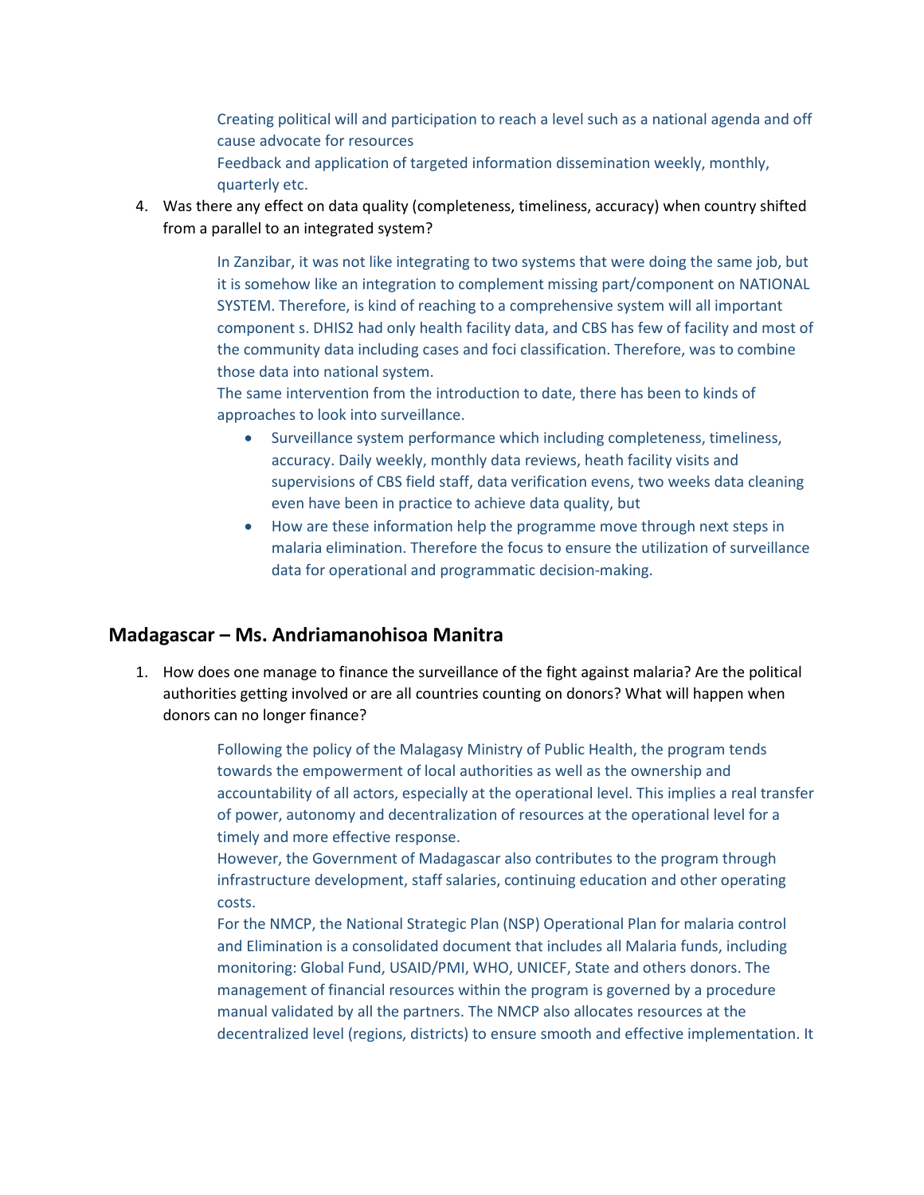Creating political will and participation to reach a level such as a national agenda and off cause advocate for resources

Feedback and application of targeted information dissemination weekly, monthly, quarterly etc.

4. Was there any effect on data quality (completeness, timeliness, accuracy) when country shifted from a parallel to an integrated system?

   In Zanzibar, it was not like integrating to two systems that were doing the same job, but it is somehow like an integration to complement missing part/component on NATIONAL SYSTEM. Therefore, is kind of reaching to a comprehensive system will all important component s. DHIS2 had only health facility data, and CBS has few of facility and most of the community data including cases and foci classification. Therefore, was to combine those data into national system.

   The same intervention from the introduction to date, there has been to kinds of approaches to look into surveillance.

   - Surveillance system performance which including completeness, timeliness, accuracy. Daily weekly, monthly data reviews, heath facility visits and supervisions of CBS field staff, data verification evens, two weeks data cleaning even have been in practice to achieve data quality, but
   - How are these information help the programme move through next steps in malaria elimination. Therefore the focus to ensure the utilization of surveillance data for operational and programmatic decision-making.

## Madagascar – Ms. Andriamanohisoa Manitra

1. How does one manage to finance the surveillance of the fight against malaria? Are the political authorities getting involved or are all countries counting on donors? What will happen when donors can no longer finance?

   Following the policy of the Malagasy Ministry of Public Health, the program tends towards the empowerment of local authorities as well as the ownership and accountability of all actors, especially at the operational level. This implies a real transfer of power, autonomy and decentralization of resources at the operational level for a timely and more effective response.

   However, the Government of Madagascar also contributes to the program through infrastructure development, staff salaries, continuing education and other operating costs.

   For the NMCP, the National Strategic Plan (NSP) Operational Plan for malaria control and Elimination is a consolidated document that includes all Malaria funds, including monitoring: Global Fund, USAID/PMI, WHO, UNICEF, State and others donors. The management of financial resources within the program is governed by a procedure manual validated by all the partners. The NMCP also allocates resources at the decentralized level (regions, districts) to ensure smooth and effective implementation. It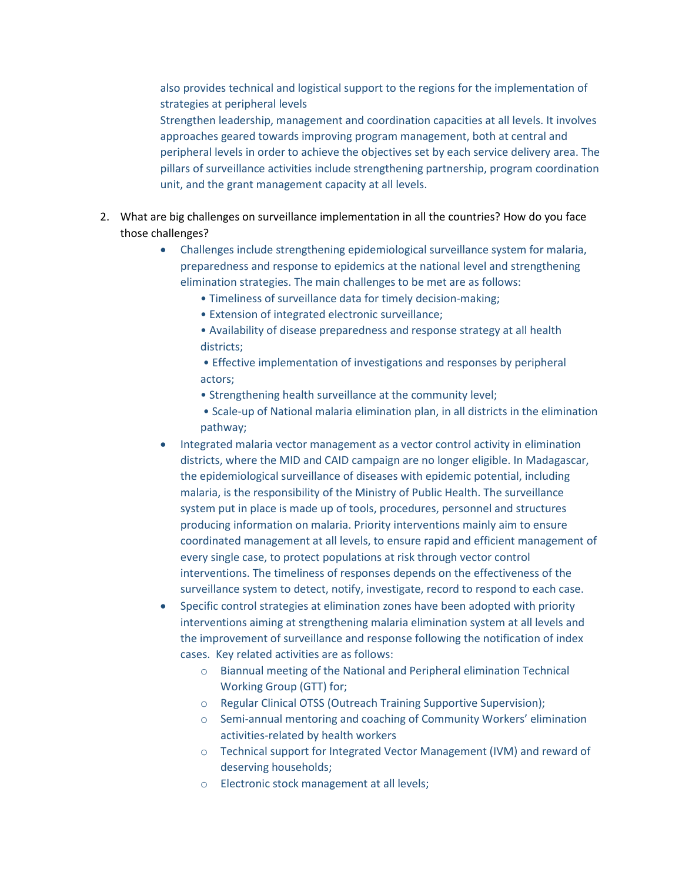also provides technical and logistical support to the regions for the implementation of strategies at peripheral levels
Strengthen leadership, management and coordination capacities at all levels. It involves approaches geared towards improving program management, both at central and peripheral levels in order to achieve the objectives set by each service delivery area. The pillars of surveillance activities include strengthening partnership, program coordination unit, and the grant management capacity at all levels.

2. What are big challenges on surveillance implementation in all the countries? How do you face those challenges?
    - Challenges include strengthening epidemiological surveillance system for malaria, preparedness and response to epidemics at the national level and strengthening elimination strategies. The main challenges to be met are as follows:
        • Timeliness of surveillance data for timely decision-making;
        • Extension of integrated electronic surveillance;
        • Availability of disease preparedness and response strategy at all health districts;
        • Effective implementation of investigations and responses by peripheral actors;
        • Strengthening health surveillance at the community level;
        • Scale-up of National malaria elimination plan, in all districts in the elimination pathway;
    - Integrated malaria vector management as a vector control activity in elimination districts, where the MID and CAID campaign are no longer eligible. In Madagascar, the epidemiological surveillance of diseases with epidemic potential, including malaria, is the responsibility of the Ministry of Public Health. The surveillance system put in place is made up of tools, procedures, personnel and structures producing information on malaria. Priority interventions mainly aim to ensure coordinated management at all levels, to ensure rapid and efficient management of every single case, to protect populations at risk through vector control interventions. The timeliness of responses depends on the effectiveness of the surveillance system to detect, notify, investigate, record to respond to each case.
    - Specific control strategies at elimination zones have been adopted with priority interventions aiming at strengthening malaria elimination system at all levels and the improvement of surveillance and response following the notification of index cases. Key related activities are as follows:
        - Biannual meeting of the National and Peripheral elimination Technical Working Group (GTT) for;
        - Regular Clinical OTSS (Outreach Training Supportive Supervision);
        - Semi-annual mentoring and coaching of Community Workers' elimination activities-related by health workers
        - Technical support for Integrated Vector Management (IVM) and reward of deserving households;
        - Electronic stock management at all levels;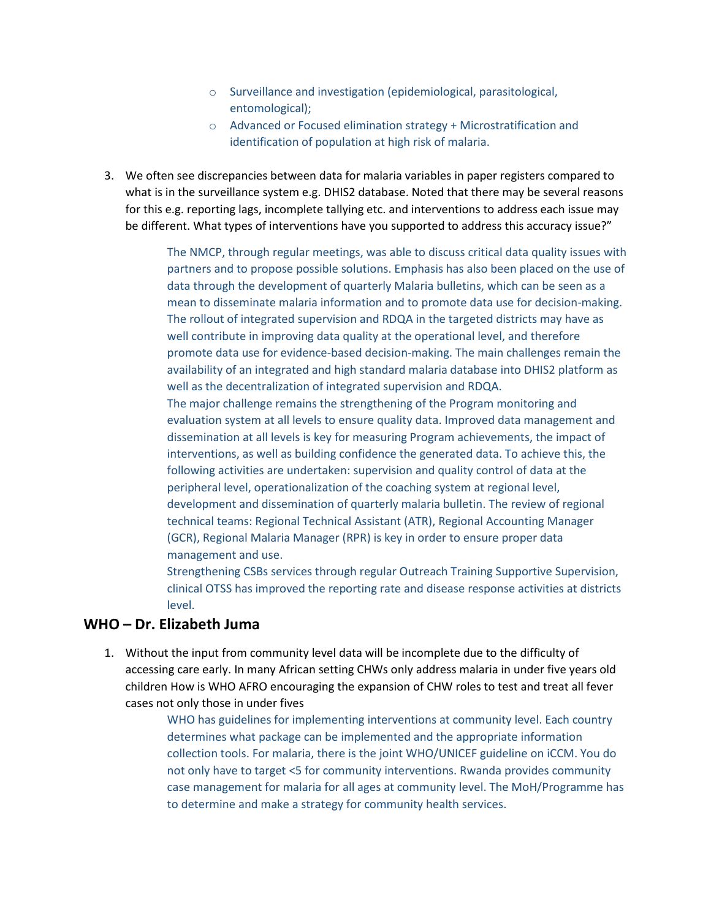- Surveillance and investigation (epidemiological, parasitological, entomological);
  - Advanced or Focused elimination strategy + Microstratification and identification of population at high risk of malaria.

3. We often see discrepancies between data for malaria variables in paper registers compared to what is in the surveillance system e.g. DHIS2 database. Noted that there may be several reasons for this e.g. reporting lags, incomplete tallying etc. and interventions to address each issue may be different. What types of interventions have you supported to address this accuracy issue?"

   The NMCP, through regular meetings, was able to discuss critical data quality issues with partners and to propose possible solutions. Emphasis has also been placed on the use of data through the development of quarterly Malaria bulletins, which can be seen as a mean to disseminate malaria information and to promote data use for decision-making. The rollout of integrated supervision and RDQA in the targeted districts may have as well contribute in improving data quality at the operational level, and therefore promote data use for evidence-based decision-making. The main challenges remain the availability of an integrated and high standard malaria database into DHIS2 platform as well as the decentralization of integrated supervision and RDQA.

   The major challenge remains the strengthening of the Program monitoring and evaluation system at all levels to ensure quality data. Improved data management and dissemination at all levels is key for measuring Program achievements, the impact of interventions, as well as building confidence the generated data. To achieve this, the following activities are undertaken: supervision and quality control of data at the peripheral level, operationalization of the coaching system at regional level, development and dissemination of quarterly malaria bulletin. The review of regional technical teams: Regional Technical Assistant (ATR), Regional Accounting Manager (GCR), Regional Malaria Manager (RPR) is key in order to ensure proper data management and use.

   Strengthening CSBs services through regular Outreach Training Supportive Supervision, clinical OTSS has improved the reporting rate and disease response activities at districts level.

## WHO – Dr. Elizabeth Juma

1. Without the input from community level data will be incomplete due to the difficulty of accessing care early. In many African setting CHWs only address malaria in under five years old children How is WHO AFRO encouraging the expansion of CHW roles to test and treat all fever cases not only those in under fives

   WHO has guidelines for implementing interventions at community level. Each country determines what package can be implemented and the appropriate information collection tools. For malaria, there is the joint WHO/UNICEF guideline on iCCM. You do not only have to target <5 for community interventions. Rwanda provides community case management for malaria for all ages at community level. The MoH/Programme has to determine and make a strategy for community health services.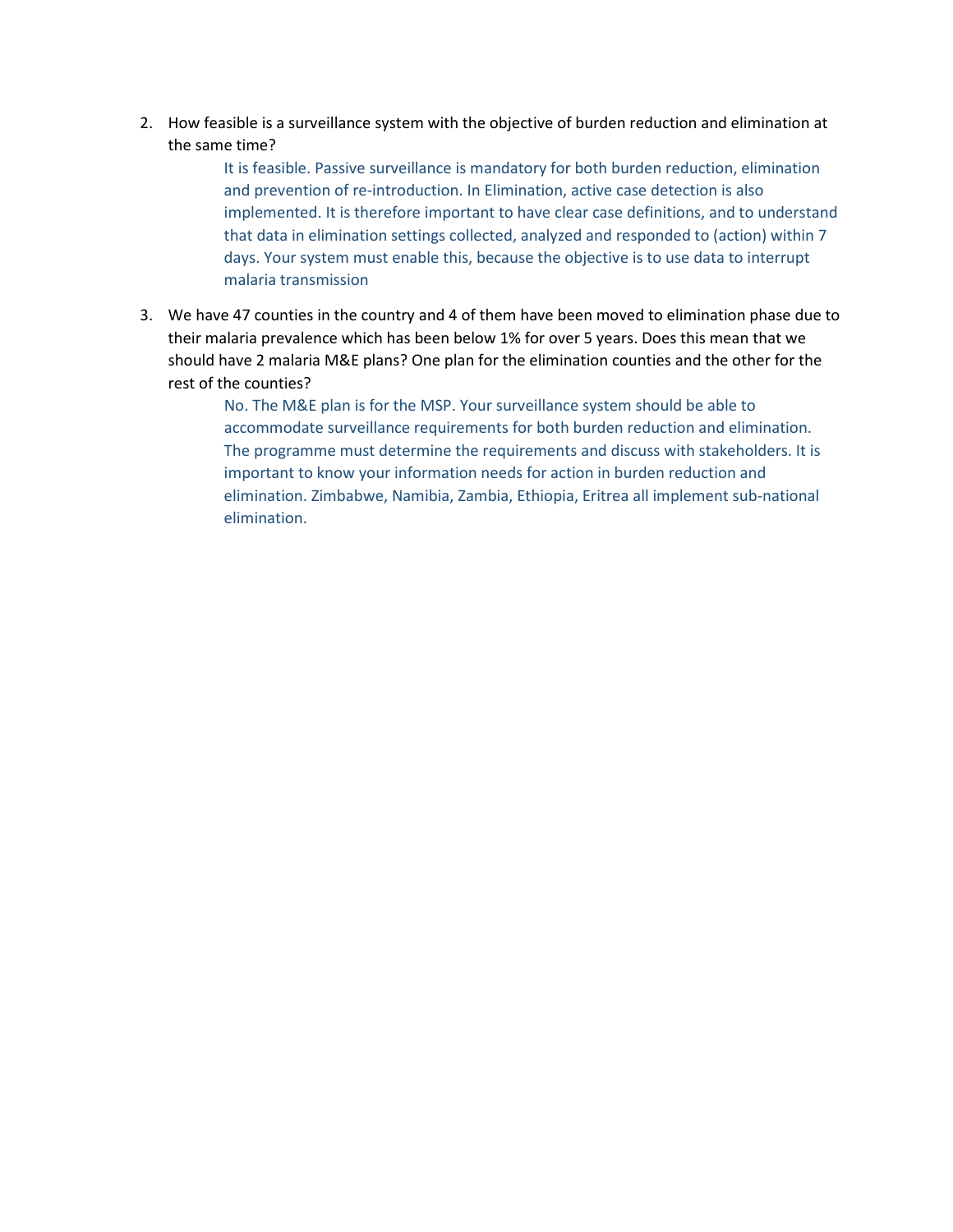2. How feasible is a surveillance system with the objective of burden reduction and elimination at the same time?

   It is feasible. Passive surveillance is mandatory for both burden reduction, elimination and prevention of re-introduction. In Elimination, active case detection is also implemented. It is therefore important to have clear case definitions, and to understand that data in elimination settings collected, analyzed and responded to (action) within 7 days. Your system must enable this, because the objective is to use data to interrupt malaria transmission

3. We have 47 counties in the country and 4 of them have been moved to elimination phase due to their malaria prevalence which has been below 1% for over 5 years. Does this mean that we should have 2 malaria M&E plans? One plan for the elimination counties and the other for the rest of the counties?

   No. The M&E plan is for the MSP. Your surveillance system should be able to accommodate surveillance requirements for both burden reduction and elimination. The programme must determine the requirements and discuss with stakeholders. It is important to know your information needs for action in burden reduction and elimination. Zimbabwe, Namibia, Zambia, Ethiopia, Eritrea all implement sub-national elimination.